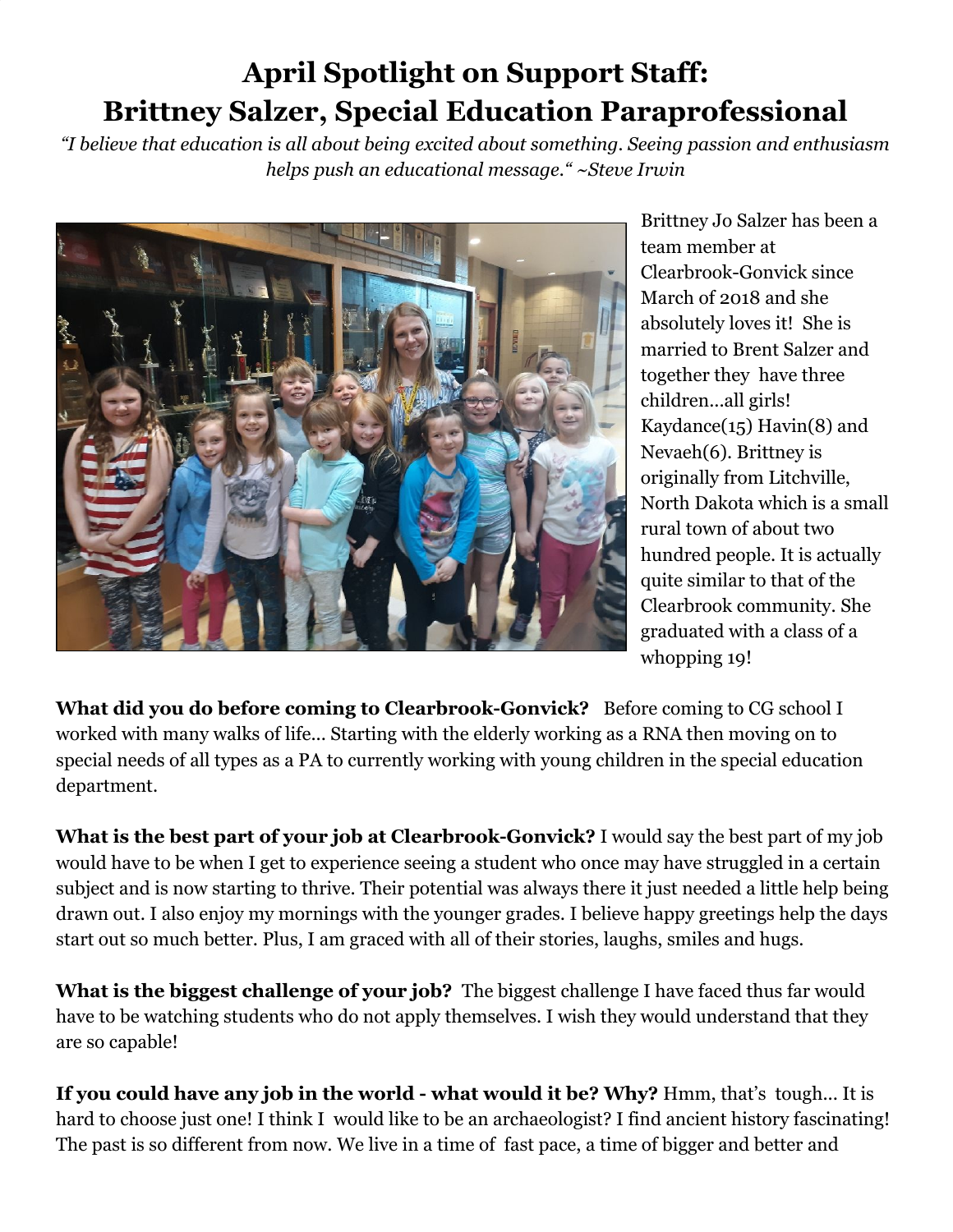# April Spotlight on Support Staff: Brittney Salzer, Special Education Paraprofessional

*"I believe that education is all about being excited about something. Seeing passion and enthusiasm helps push an educational message." ~Steve Irwin*

Brittney Jo Salzer has been a team member at Clearbrook-Gonvick since March of 2018 and she absolutely loves it! She is married to Brent Salzer and together they have three children...all girls! Kaydance(15) Havin(8) and Nevaeh(6). Brittney is originally from Litchville, North Dakota which is a small rural town of about two hundred people. It is actually quite similar to that of the Clearbrook community. She graduated with a class of a whopping 19!

**What did you do before coming to Clearbrook-Gonvick?** Before coming to CG school I worked with many walks of life... Starting with the elderly working as a RNA then moving on to special needs of all types as a PA to currently working with young children in the special education department.

**What is the best part of your job at Clearbrook-Gonvick?** I would say the best part of my job would have to be when I get to experience seeing a student who once may have struggled in a certain subject and is now starting to thrive. Their potential was always there it just needed a little help being drawn out. I also enjoy my mornings with the younger grades. I believe happy greetings help the days start out so much better. Plus, I am graced with all of their stories, laughs, smiles and hugs.

**What is the biggest challenge of your job?** The biggest challenge I have faced thus far would have to be watching students who do not apply themselves. I wish they would understand that they are so capable!

**If you could have any job in the world - what would it be? Why?** Hmm, that's tough... It is hard to choose just one! I think I would like to be an archaeologist? I find ancient history fascinating! The past is so different from now. We live in a time of fast pace, a time of bigger and better and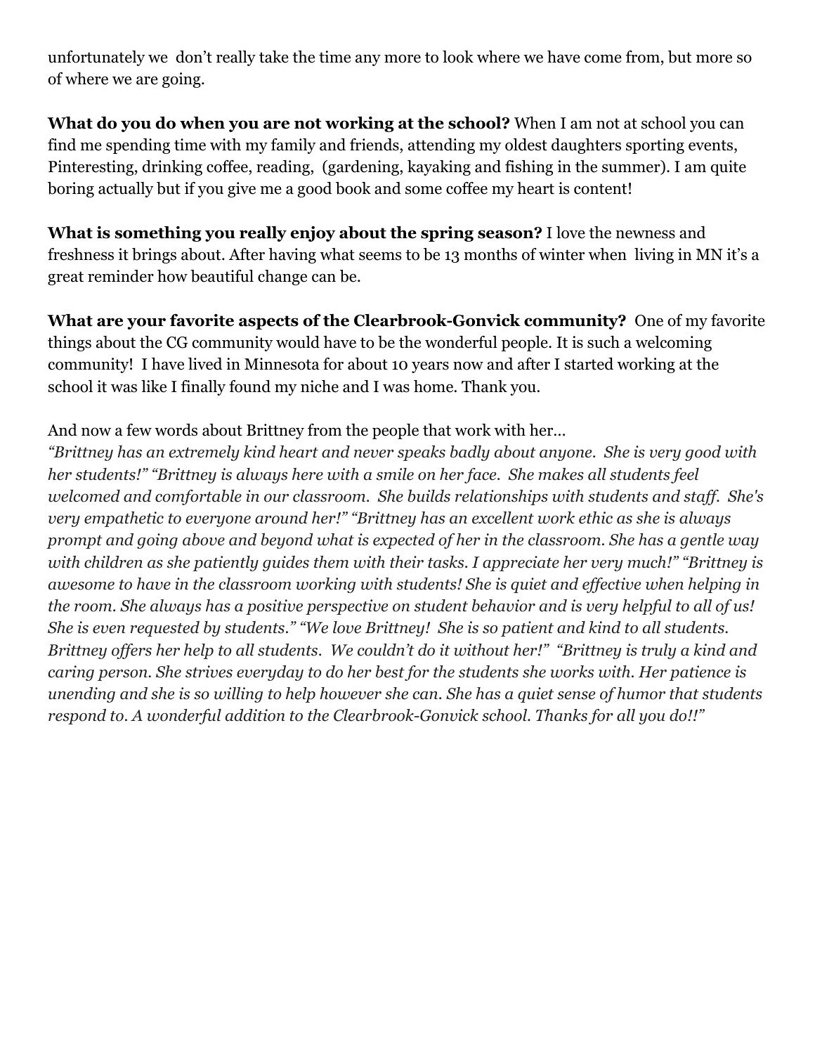unfortunately we don't really take the time any more to look where we have come from, but more so of where we are going.

**What do you do when you are not working at the school?** When I am not at school you can find me spending time with my family and friends, attending my oldest daughters sporting events, Pinteresting, drinking coffee, reading, (gardening, kayaking and fishing in the summer). I am quite boring actually but if you give me a good book and some coffee my heart is content!

**What is something you really enjoy about the spring season?** I love the newness and freshness it brings about. After having what seems to be 13 months of winter when living in MN it's a great reminder how beautiful change can be.

**What are your favorite aspects of the Clearbrook-Gonvick community?** One of my favorite things about the CG community would have to be the wonderful people. It is such a welcoming community! I have lived in Minnesota for about 10 years now and after I started working at the school it was like I finally found my niche and I was home. Thank you.

And now a few words about Brittney from the people that work with her…
*"Brittney has an extremely kind heart and never speaks badly about anyone. She is very good with her students!" "Brittney is always here with a smile on her face. She makes all students feel welcomed and comfortable in our classroom. She builds relationships with students and staff. She's very empathetic to everyone around her!" "Brittney has an excellent work ethic as she is always prompt and going above and beyond what is expected of her in the classroom. She has a gentle way with children as she patiently guides them with their tasks. I appreciate her very much!" "Brittney is awesome to have in the classroom working with students! She is quiet and effective when helping in the room. She always has a positive perspective on student behavior and is very helpful to all of us! She is even requested by students." "We love Brittney! She is so patient and kind to all students. Brittney offers her help to all students. We couldn't do it without her!" "Brittney is truly a kind and caring person. She strives everyday to do her best for the students she works with. Her patience is unending and she is so willing to help however she can. She has a quiet sense of humor that students respond to. A wonderful addition to the Clearbrook-Gonvick school. Thanks for all you do!!"*